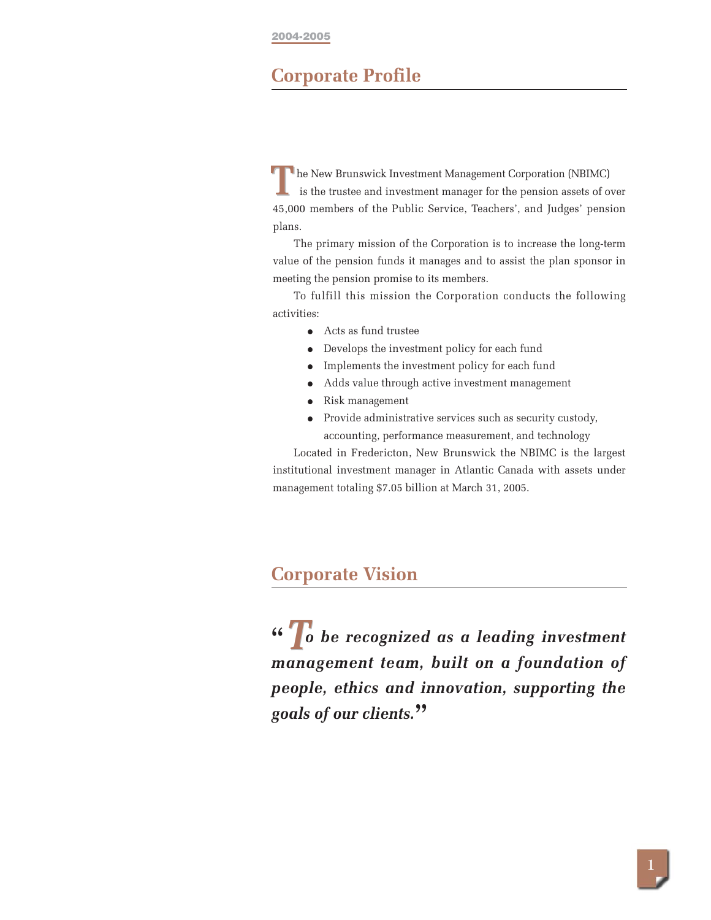## Corporate Profile

The New Brunswick Investment Management Corporation (NBIMC) is the trustee and investment manager for the pension assets of over 45,000 members of the Public Service, Teachers', and Judges' pension plans.

The primary mission of the Corporation is to increase the long-term value of the pension funds it manages and to assist the plan sponsor in meeting the pension promise to its members.

To fulfill this mission the Corporation conducts the following activities:

- Acts as fund trustee
- Develops the investment policy for each fund
- Implements the investment policy for each fund
- Adds value through active investment management
- Risk management
- Provide administrative services such as security custody, accounting, performance measurement, and technology

Located in Fredericton, New Brunswick the NBIMC is the largest institutional investment manager in Atlantic Canada with assets under management totaling $7.05 billion at March 31, 2005.

## Corporate Vision

***"To be recognized as a leading investment management team, built on a foundation of people, ethics and innovation, supporting the goals of our clients."***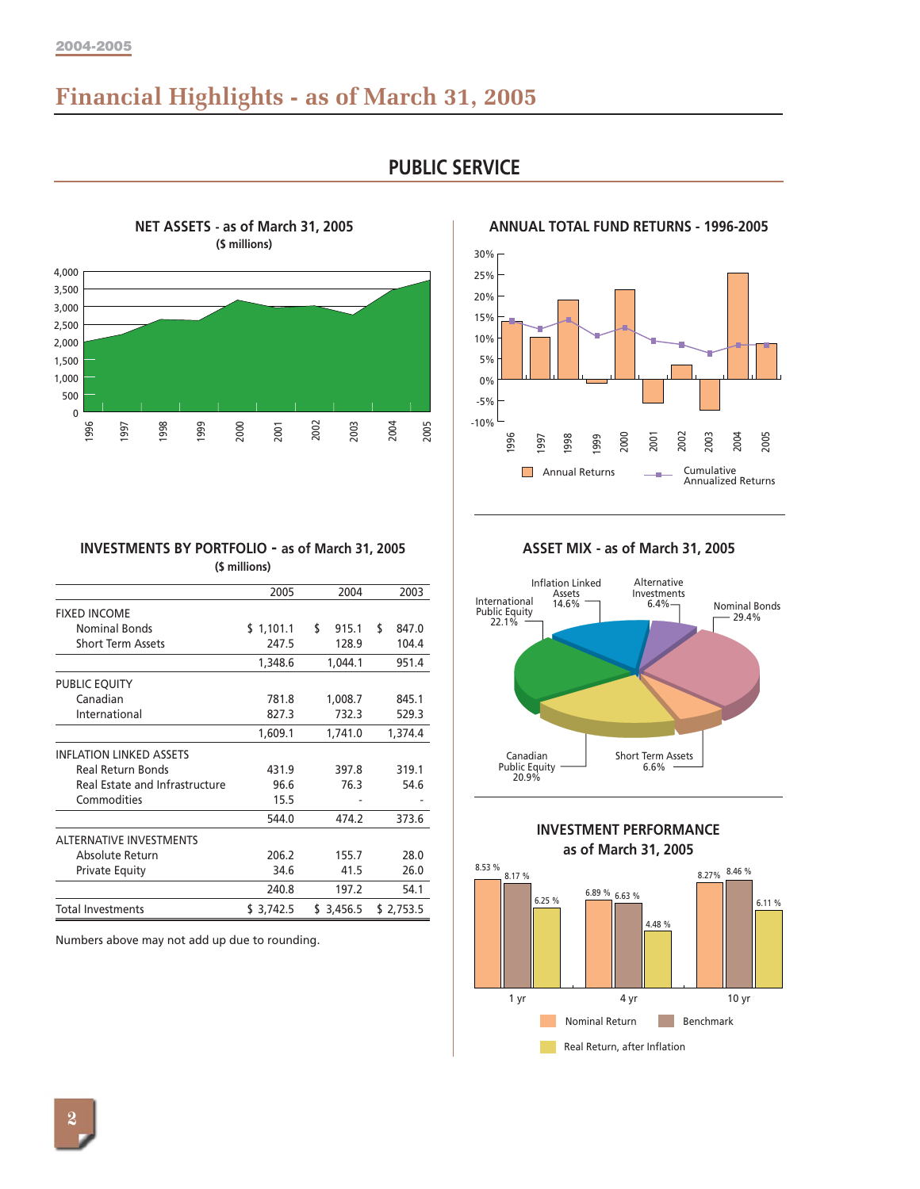# Financial Highlights - as of March 31, 2005

## PUBLIC SERVICE

### NET ASSETS - as of March 31, 2005
($ millions)

### ANNUAL TOTAL FUND RETURNS - 1996-2005

Annual Returns | Cumulative Annualized Returns

### INVESTMENTS BY PORTFOLIO - as of March 31, 2005
($ millions)

| | 2005 | 2004 | 2003 |
|---|---|---|---|
| FIXED INCOME | | | |
| Nominal Bonds | $ 1,101.1 | $ 915.1 | $ 847.0 |
| Short Term Assets | 247.5 | 128.9 | 104.4 |
| | 1,348.6 | 1,044.1 | 951.4 |
| PUBLIC EQUITY | | | |
| Canadian | 781.8 | 1,008.7 | 845.1 |
| International | 827.3 | 732.3 | 529.3 |
| | 1,609.1 | 1,741.0 | 1,374.4 |
| INFLATION LINKED ASSETS | | | |
| Real Return Bonds | 431.9 | 397.8 | 319.1 |
| Real Estate and Infrastructure | 96.6 | 76.3 | 54.6 |
| Commodities | 15.5 | - | - |
| | 544.0 | 474.2 | 373.6 |
| ALTERNATIVE INVESTMENTS | | | |
| Absolute Return | 206.2 | 155.7 | 28.0 |
| Private Equity | 34.6 | 41.5 | 26.0 |
| | 240.8 | 197.2 | 54.1 |
| Total Investments | $ 3,742.5 | $ 3,456.5 | $ 2,753.5 |

Numbers above may not add up due to rounding.

### ASSET MIX - as of March 31, 2005

- Nominal Bonds 29.4%
- International Public Equity 22.1%
- Canadian Public Equity 20.9%
- Inflation Linked Assets 14.6%
- Short Term Assets 6.6%
- Alternative Investments 6.4%

### INVESTMENT PERFORMANCE as of March 31, 2005

| | Nominal Return | Benchmark | Real Return, after Inflation |
|---|---|---|---|
| 1 yr | 8.53 % | 8.17 % | 6.25 % |
| 4 yr | 6.89 % | 6.63 % | 4.48 % |
| 10 yr | 8.27% | 8.46 % | 6.11 % |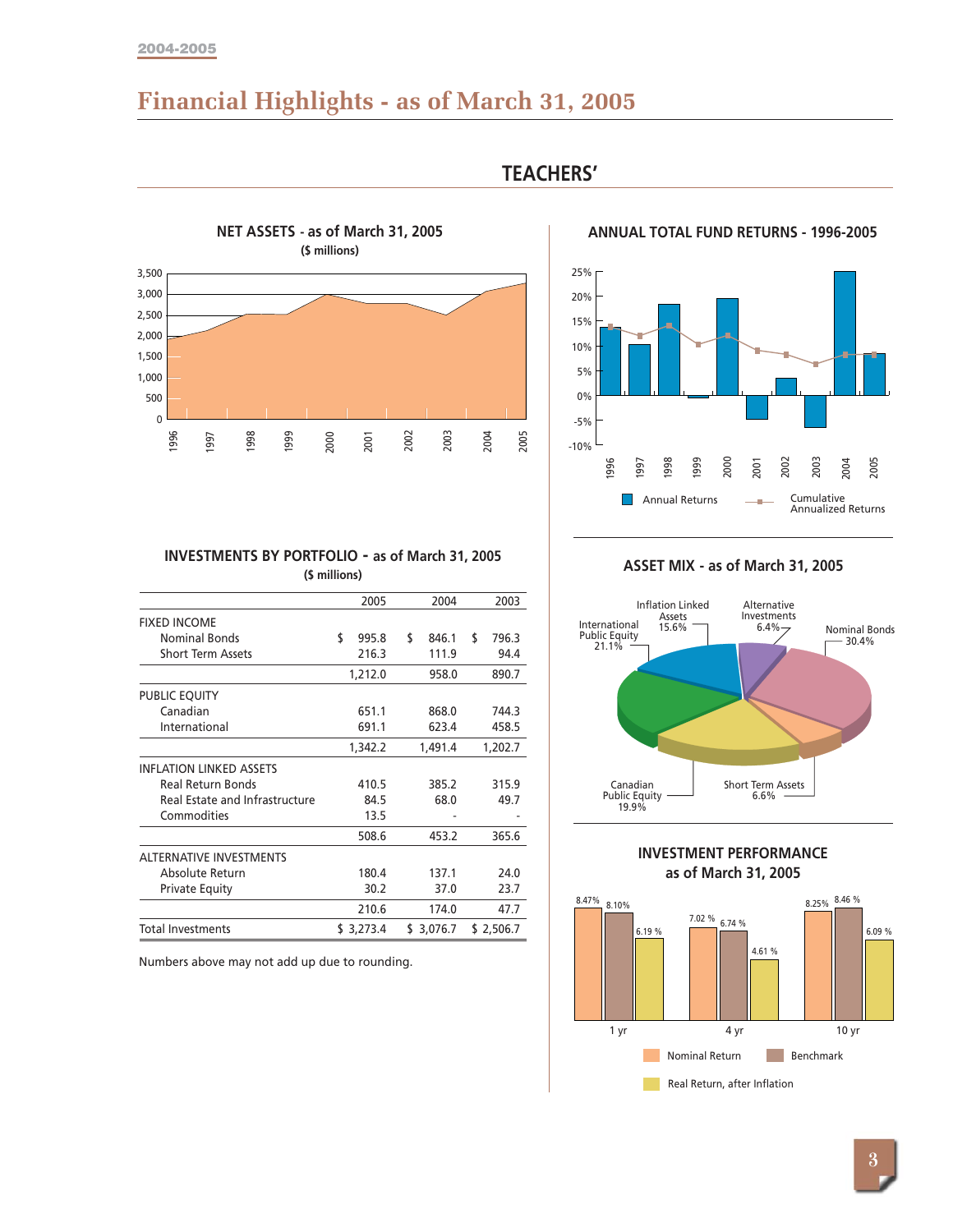# Financial Highlights - as of March 31, 2005

## TEACHERS'

### NET ASSETS - as of March 31, 2005
($ millions)

### ANNUAL TOTAL FUND RETURNS - 1996-2005

Annual Returns — Cumulative Annualized Returns

### INVESTMENTS BY PORTFOLIO - as of March 31, 2005
($ millions)

| | 2005 | 2004 | 2003 |
|---|---|---|---|
| FIXED INCOME | | | |
| Nominal Bonds | $ 995.8 | $ 846.1 | $ 796.3 |
| Short Term Assets | 216.3 | 111.9 | 94.4 |
| | 1,212.0 | 958.0 | 890.7 |
| PUBLIC EQUITY | | | |
| Canadian | 651.1 | 868.0 | 744.3 |
| International | 691.1 | 623.4 | 458.5 |
| | 1,342.2 | 1,491.4 | 1,202.7 |
| INFLATION LINKED ASSETS | | | |
| Real Return Bonds | 410.5 | 385.2 | 315.9 |
| Real Estate and Infrastructure | 84.5 | 68.0 | 49.7 |
| Commodities | 13.5 | - | - |
| | 508.6 | 453.2 | 365.6 |
| ALTERNATIVE INVESTMENTS | | | |
| Absolute Return | 180.4 | 137.1 | 24.0 |
| Private Equity | 30.2 | 37.0 | 23.7 |
| | 210.6 | 174.0 | 47.7 |
| Total Investments | $ 3,273.4 | $ 3,076.7 | $ 2,506.7 |

Numbers above may not add up due to rounding.

### ASSET MIX - as of March 31, 2005

- Nominal Bonds 30.4%
- Short Term Assets 6.6%
- Canadian Public Equity 19.9%
- International Public Equity 21.1%
- Inflation Linked Assets 15.6%
- Alternative Investments 6.4%

### INVESTMENT PERFORMANCE as of March 31, 2005

| | Nominal Return | Benchmark | Real Return, after Inflation |
|---|---|---|---|
| 1 yr | 8.47% | 8.10% | 6.19 % |
| 4 yr | 7.02 % | 6.74 % | 4.61 % |
| 10 yr | 8.25% | 8.46 % | 6.09 % |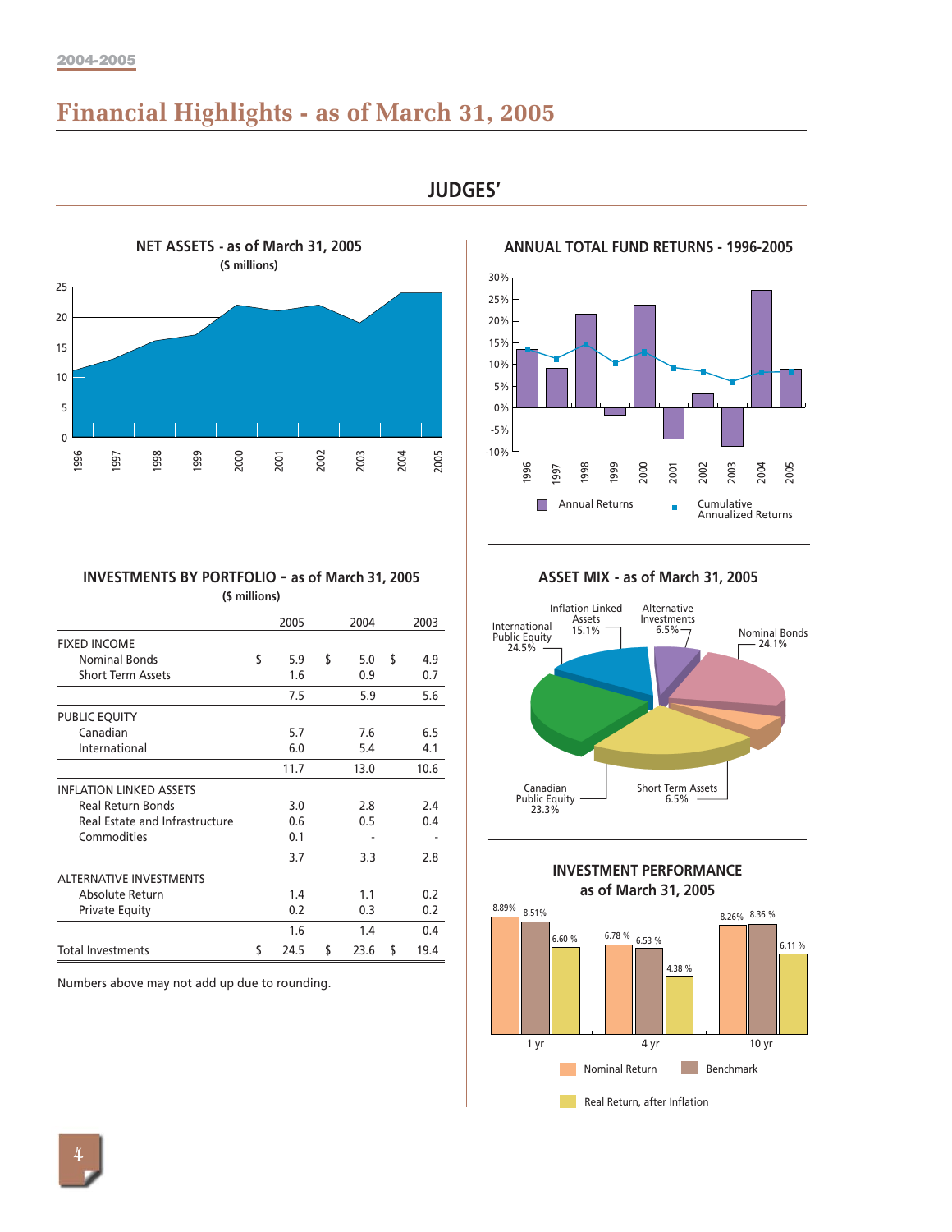# Financial Highlights - as of March 31, 2005

## JUDGES'

### NET ASSETS - as of March 31, 2005

($ millions)

### ANNUAL TOTAL FUND RETURNS - 1996-2005

### INVESTMENTS BY PORTFOLIO - as of March 31, 2005

($ millions)

| | 2005 | 2004 | 2003 |
|---|---|---|---|
| **FIXED INCOME** | | | |
| Nominal Bonds | $ 5.9 | $ 5.0 | $ 4.9 |
| Short Term Assets | 1.6 | 0.9 | 0.7 |
| | 7.5 | 5.9 | 5.6 |
| **PUBLIC EQUITY** | | | |
| Canadian | 5.7 | 7.6 | 6.5 |
| International | 6.0 | 5.4 | 4.1 |
| | 11.7 | 13.0 | 10.6 |
| **INFLATION LINKED ASSETS** | | | |
| Real Return Bonds | 3.0 | 2.8 | 2.4 |
| Real Estate and Infrastructure | 0.6 | 0.5 | 0.4 |
| Commodities | 0.1 | - | - |
| | 3.7 | 3.3 | 2.8 |
| **ALTERNATIVE INVESTMENTS** | | | |
| Absolute Return | 1.4 | 1.1 | 0.2 |
| Private Equity | 0.2 | 0.3 | 0.2 |
| | 1.6 | 1.4 | 0.4 |
| Total Investments | $ 24.5 | $ 23.6 | $ 19.4 |

Numbers above may not add up due to rounding.

### ASSET MIX - as of March 31, 2005

| Asset Class | % |
|---|---|
| Nominal Bonds | 24.1% |
| Short Term Assets | 6.5% |
| Canadian Public Equity | 23.3% |
| International Public Equity | 24.5% |
| Inflation Linked Assets | 15.1% |
| Alternative Investments | 6.5% |

### INVESTMENT PERFORMANCE as of March 31, 2005

| | Nominal Return | Benchmark | Real Return, after Inflation |
|---|---|---|---|
| 1 yr | 8.89% | 8.51% | 6.60 % |
| 4 yr | 6.78 % | 6.53 % | 4.38 % |
| 10 yr | 8.26% | 8.36 % | 6.11 % |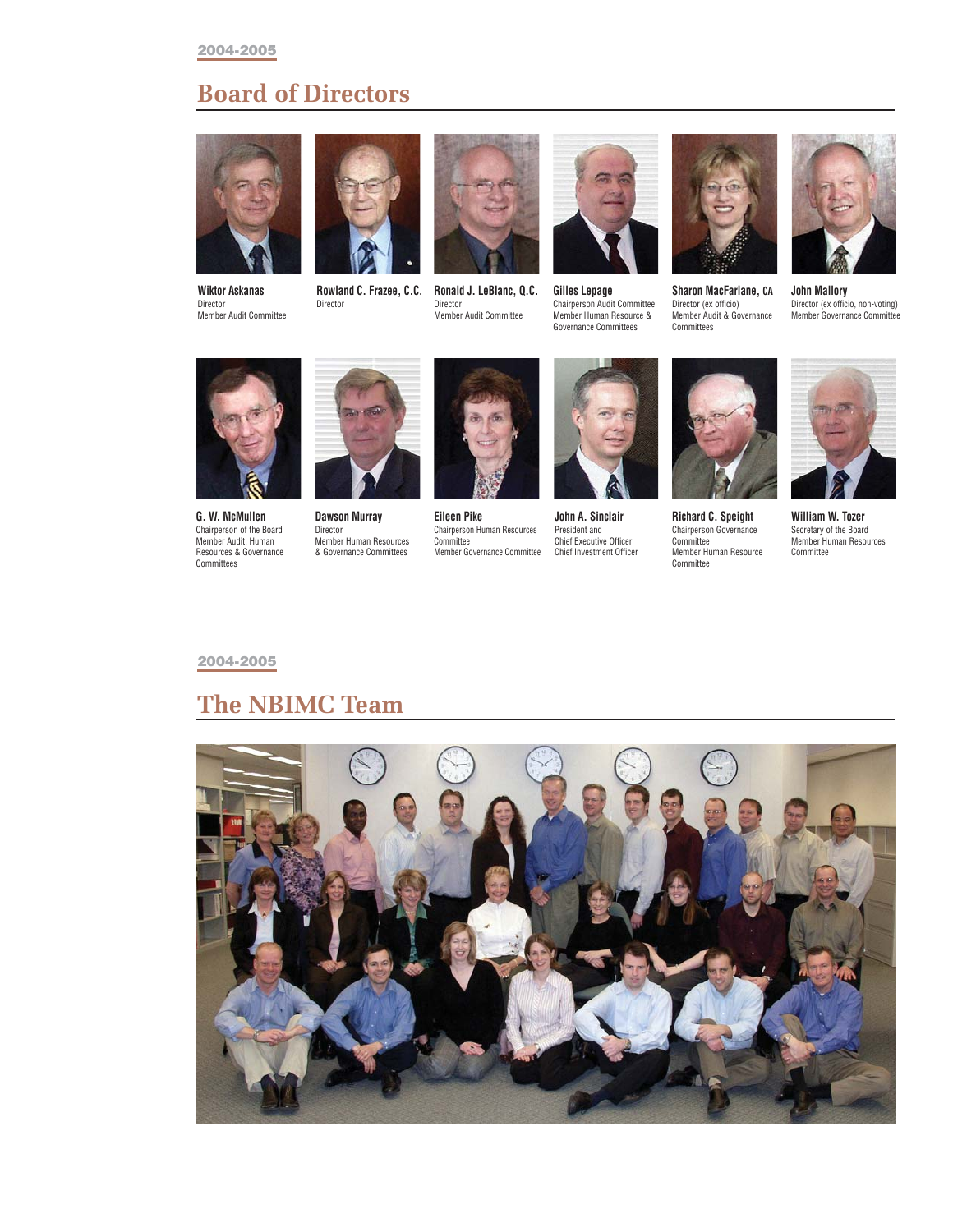2004-2005

# Board of Directors

**Wiktor Askanas**
Director
Member Audit Committee

**Rowland C. Frazee, C.C.**
Director

**Ronald J. LeBlanc, Q.C.**
Director
Member Audit Committee

**Gilles Lepage**
Chairperson Audit Committee
Member Human Resource & Governance Committees

**Sharon MacFarlane, CA**
Director (ex officio)
Member Audit & Governance Committees

**John Mallory**
Director (ex officio, non-voting)
Member Governance Committee

**G. W. McMullen**
Chairperson of the Board
Member Audit, Human Resources & Governance Committees

**Dawson Murray**
Director
Member Human Resources & Governance Committees

**Eileen Pike**
Chairperson Human Resources Committee
Member Governance Committee

**John A. Sinclair**
President and
Chief Executive Officer
Chief Investment Officer

**Richard C. Speight**
Chairperson Governance Committee
Member Human Resource Committee

**William W. Tozer**
Secretary of the Board
Member Human Resources Committee

2004-2005

# The NBIMC Team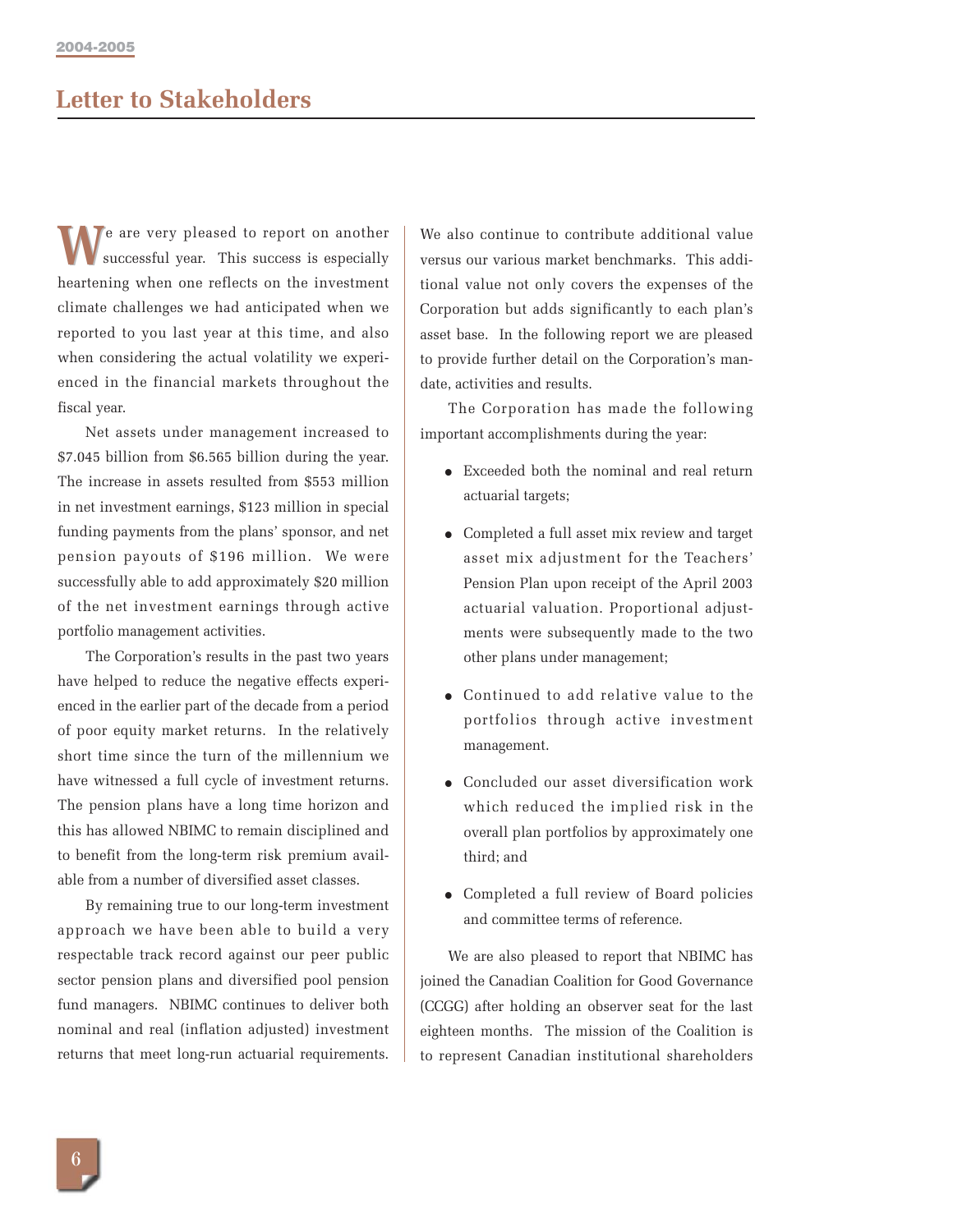## Letter to Stakeholders

We are very pleased to report on another successful year. This success is especially heartening when one reflects on the investment climate challenges we had anticipated when we reported to you last year at this time, and also when considering the actual volatility we experienced in the financial markets throughout the fiscal year.

Net assets under management increased to $7.045 billion from $6.565 billion during the year. The increase in assets resulted from $553 million in net investment earnings, $123 million in special funding payments from the plans' sponsor, and net pension payouts of $196 million. We were successfully able to add approximately $20 million of the net investment earnings through active portfolio management activities.

The Corporation's results in the past two years have helped to reduce the negative effects experienced in the earlier part of the decade from a period of poor equity market returns. In the relatively short time since the turn of the millennium we have witnessed a full cycle of investment returns. The pension plans have a long time horizon and this has allowed NBIMC to remain disciplined and to benefit from the long-term risk premium available from a number of diversified asset classes.

By remaining true to our long-term investment approach we have been able to build a very respectable track record against our peer public sector pension plans and diversified pool pension fund managers. NBIMC continues to deliver both nominal and real (inflation adjusted) investment returns that meet long-run actuarial requirements. We also continue to contribute additional value versus our various market benchmarks. This additional value not only covers the expenses of the Corporation but adds significantly to each plan's asset base. In the following report we are pleased to provide further detail on the Corporation's mandate, activities and results.

The Corporation has made the following important accomplishments during the year:

- Exceeded both the nominal and real return actuarial targets;
- Completed a full asset mix review and target asset mix adjustment for the Teachers' Pension Plan upon receipt of the April 2003 actuarial valuation. Proportional adjustments were subsequently made to the two other plans under management;
- Continued to add relative value to the portfolios through active investment management.
- Concluded our asset diversification work which reduced the implied risk in the overall plan portfolios by approximately one third; and
- Completed a full review of Board policies and committee terms of reference.

We are also pleased to report that NBIMC has joined the Canadian Coalition for Good Governance (CCGG) after holding an observer seat for the last eighteen months. The mission of the Coalition is to represent Canadian institutional shareholders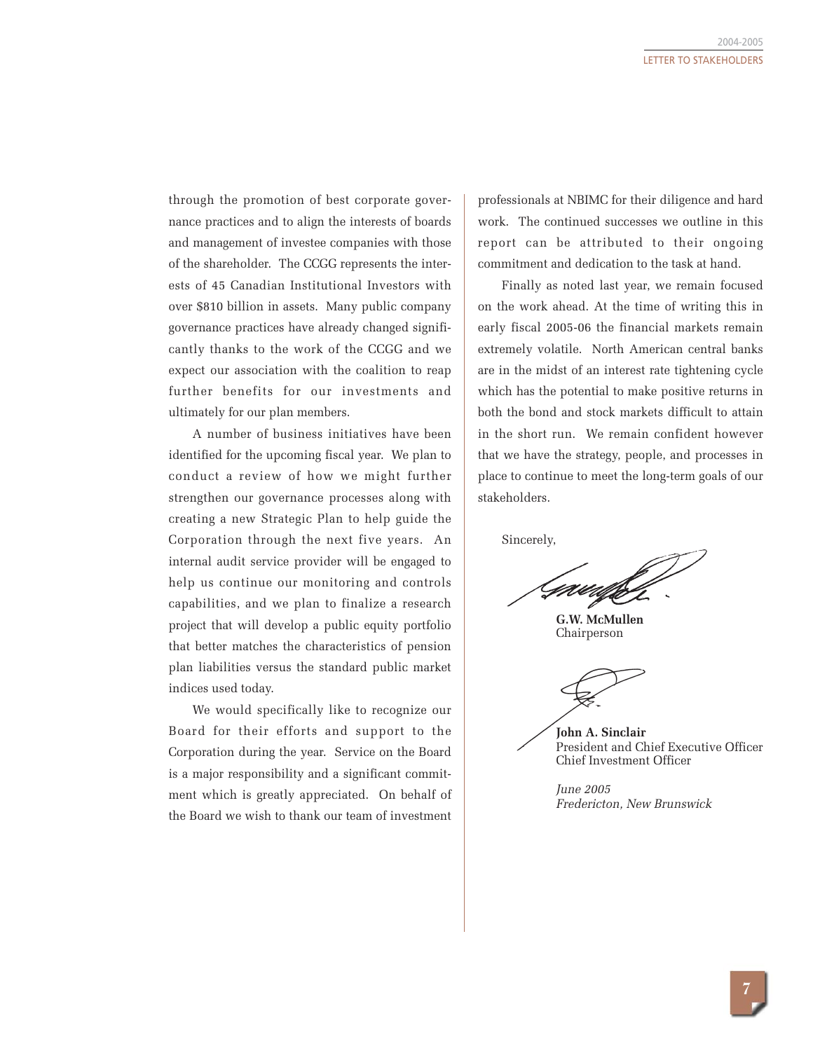through the promotion of best corporate governance practices and to align the interests of boards and management of investee companies with those of the shareholder. The CCGG represents the interests of 45 Canadian Institutional Investors with over $810 billion in assets. Many public company governance practices have already changed significantly thanks to the work of the CCGG and we expect our association with the coalition to reap further benefits for our investments and ultimately for our plan members.

A number of business initiatives have been identified for the upcoming fiscal year. We plan to conduct a review of how we might further strengthen our governance processes along with creating a new Strategic Plan to help guide the Corporation through the next five years. An internal audit service provider will be engaged to help us continue our monitoring and controls capabilities, and we plan to finalize a research project that will develop a public equity portfolio that better matches the characteristics of pension plan liabilities versus the standard public market indices used today.

We would specifically like to recognize our Board for their efforts and support to the Corporation during the year. Service on the Board is a major responsibility and a significant commitment which is greatly appreciated. On behalf of the Board we wish to thank our team of investment professionals at NBIMC for their diligence and hard work. The continued successes we outline in this report can be attributed to their ongoing commitment and dedication to the task at hand.

Finally as noted last year, we remain focused on the work ahead. At the time of writing this in early fiscal 2005-06 the financial markets remain extremely volatile. North American central banks are in the midst of an interest rate tightening cycle which has the potential to make positive returns in both the bond and stock markets difficult to attain in the short run. We remain confident however that we have the strategy, people, and processes in place to continue to meet the long-term goals of our stakeholders.

Sincerely,

**G.W. McMullen**
Chairperson

**John A. Sinclair**
President and Chief Executive Officer
Chief Investment Officer

*June 2005*
*Fredericton, New Brunswick*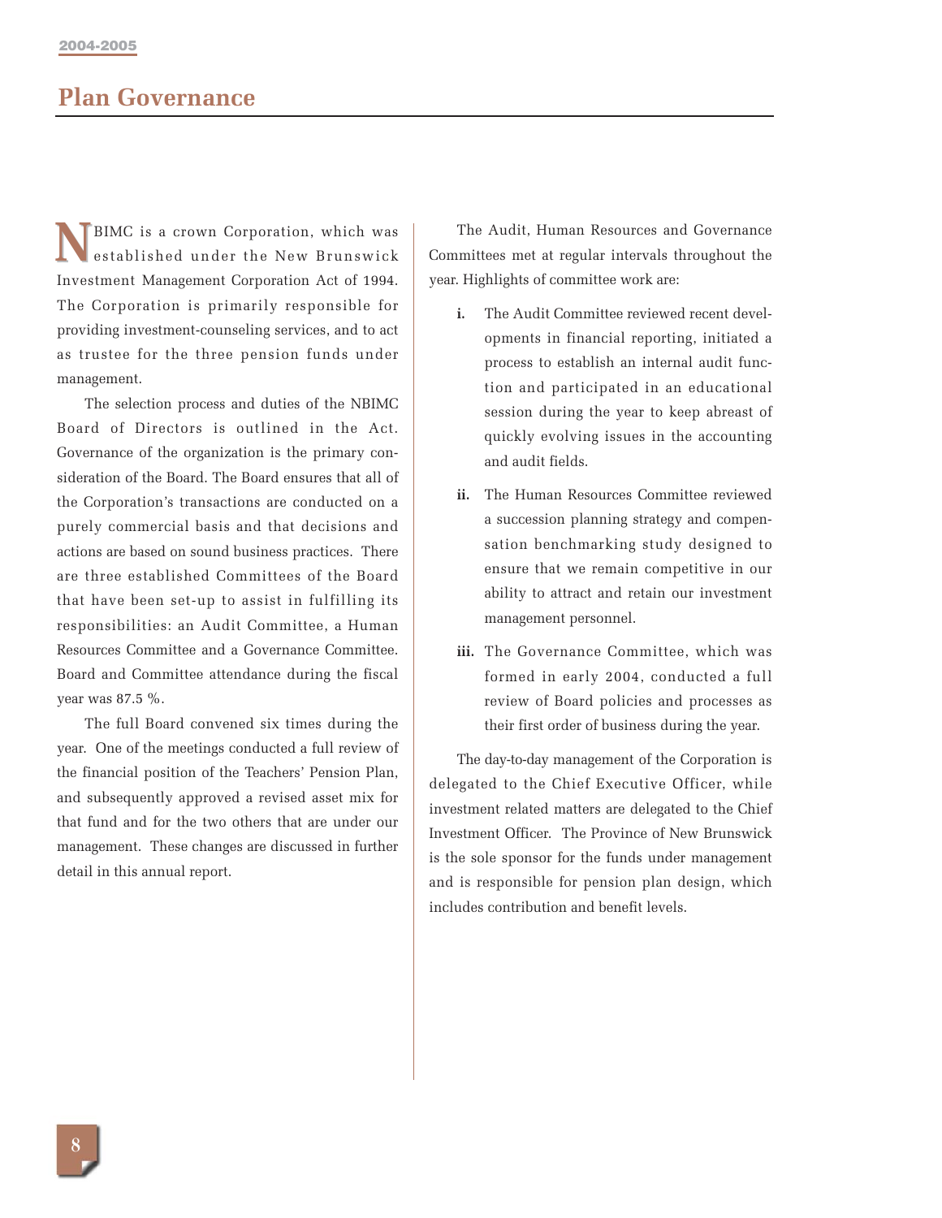# Plan Governance

NBIMC is a crown Corporation, which was established under the New Brunswick Investment Management Corporation Act of 1994. The Corporation is primarily responsible for providing investment-counseling services, and to act as trustee for the three pension funds under management.

The selection process and duties of the NBIMC Board of Directors is outlined in the Act. Governance of the organization is the primary consideration of the Board. The Board ensures that all of the Corporation's transactions are conducted on a purely commercial basis and that decisions and actions are based on sound business practices. There are three established Committees of the Board that have been set-up to assist in fulfilling its responsibilities: an Audit Committee, a Human Resources Committee and a Governance Committee. Board and Committee attendance during the fiscal year was 87.5 %.

The full Board convened six times during the year. One of the meetings conducted a full review of the financial position of the Teachers' Pension Plan, and subsequently approved a revised asset mix for that fund and for the two others that are under our management. These changes are discussed in further detail in this annual report.

The Audit, Human Resources and Governance Committees met at regular intervals throughout the year. Highlights of committee work are:

i. The Audit Committee reviewed recent developments in financial reporting, initiated a process to establish an internal audit function and participated in an educational session during the year to keep abreast of quickly evolving issues in the accounting and audit fields.

ii. The Human Resources Committee reviewed a succession planning strategy and compensation benchmarking study designed to ensure that we remain competitive in our ability to attract and retain our investment management personnel.

iii. The Governance Committee, which was formed in early 2004, conducted a full review of Board policies and processes as their first order of business during the year.

The day-to-day management of the Corporation is delegated to the Chief Executive Officer, while investment related matters are delegated to the Chief Investment Officer. The Province of New Brunswick is the sole sponsor for the funds under management and is responsible for pension plan design, which includes contribution and benefit levels.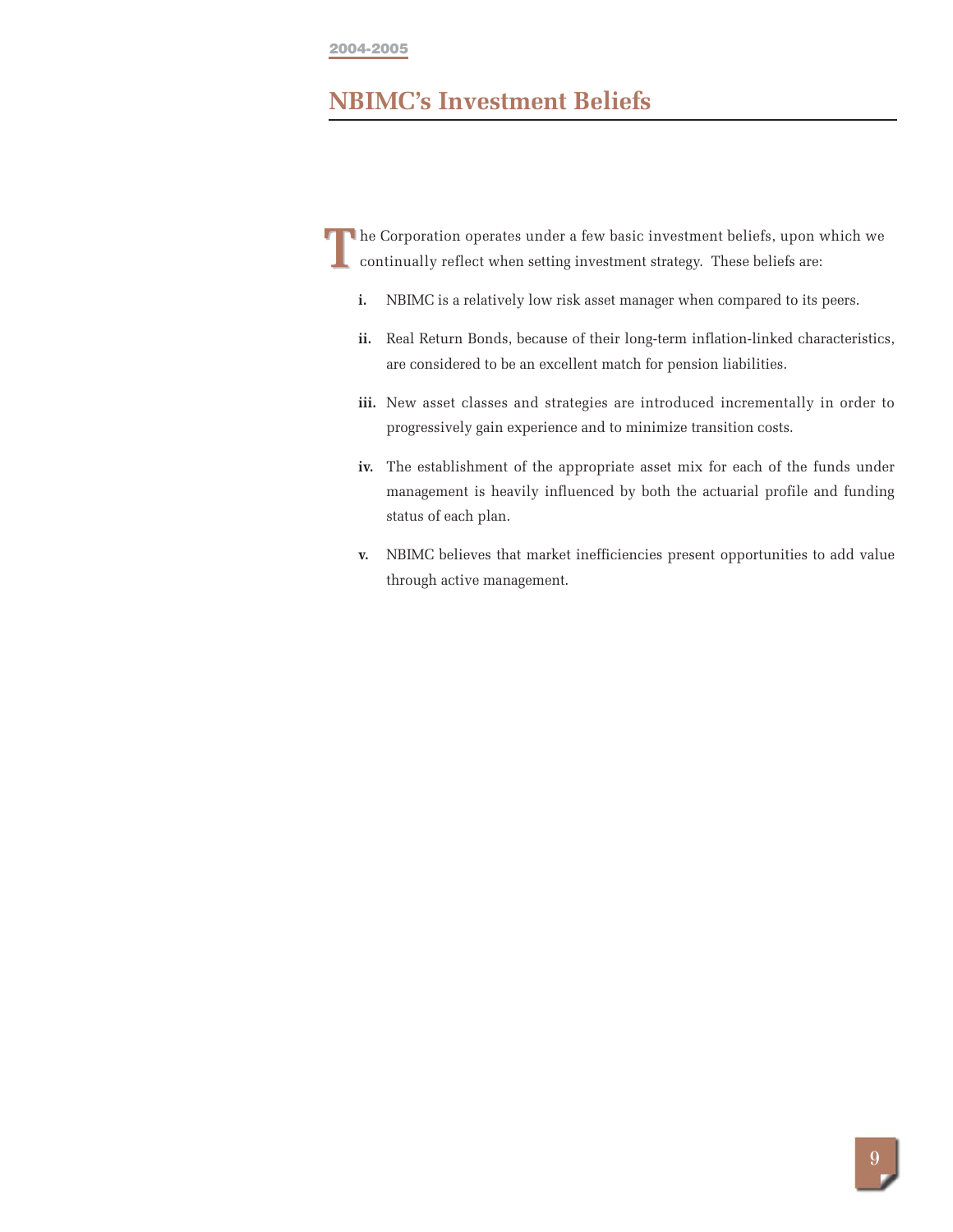## NBIMC's Investment Beliefs

The Corporation operates under a few basic investment beliefs, upon which we continually reflect when setting investment strategy. These beliefs are:

- **i.** NBIMC is a relatively low risk asset manager when compared to its peers.
- **ii.** Real Return Bonds, because of their long-term inflation-linked characteristics, are considered to be an excellent match for pension liabilities.
- **iii.** New asset classes and strategies are introduced incrementally in order to progressively gain experience and to minimize transition costs.
- **iv.** The establishment of the appropriate asset mix for each of the funds under management is heavily influenced by both the actuarial profile and funding status of each plan.
- **v.** NBIMC believes that market inefficiencies present opportunities to add value through active management.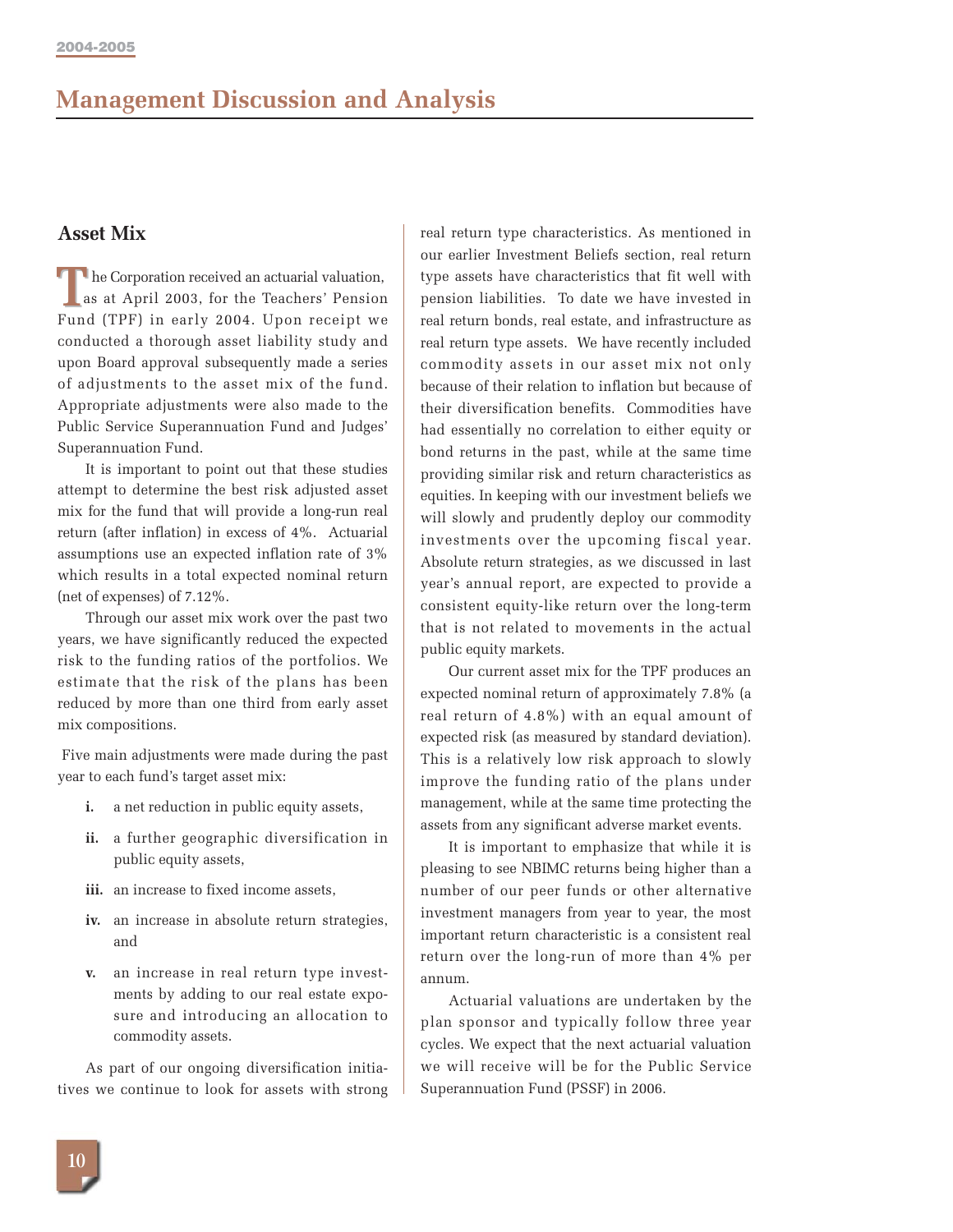## Management Discussion and Analysis

### Asset Mix

The Corporation received an actuarial valuation, as at April 2003, for the Teachers' Pension Fund (TPF) in early 2004. Upon receipt we conducted a thorough asset liability study and upon Board approval subsequently made a series of adjustments to the asset mix of the fund. Appropriate adjustments were also made to the Public Service Superannuation Fund and Judges' Superannuation Fund.

It is important to point out that these studies attempt to determine the best risk adjusted asset mix for the fund that will provide a long-run real return (after inflation) in excess of 4%. Actuarial assumptions use an expected inflation rate of 3% which results in a total expected nominal return (net of expenses) of 7.12%.

Through our asset mix work over the past two years, we have significantly reduced the expected risk to the funding ratios of the portfolios. We estimate that the risk of the plans has been reduced by more than one third from early asset mix compositions.

Five main adjustments were made during the past year to each fund's target asset mix:

- **i.** a net reduction in public equity assets,
- **ii.** a further geographic diversification in public equity assets,
- **iii.** an increase to fixed income assets,
- **iv.** an increase in absolute return strategies, and
- **v.** an increase in real return type investments by adding to our real estate exposure and introducing an allocation to commodity assets.

As part of our ongoing diversification initiatives we continue to look for assets with strong real return type characteristics. As mentioned in our earlier Investment Beliefs section, real return type assets have characteristics that fit well with pension liabilities. To date we have invested in real return bonds, real estate, and infrastructure as real return type assets. We have recently included commodity assets in our asset mix not only because of their relation to inflation but because of their diversification benefits. Commodities have had essentially no correlation to either equity or bond returns in the past, while at the same time providing similar risk and return characteristics as equities. In keeping with our investment beliefs we will slowly and prudently deploy our commodity investments over the upcoming fiscal year. Absolute return strategies, as we discussed in last year's annual report, are expected to provide a consistent equity-like return over the long-term that is not related to movements in the actual public equity markets.

Our current asset mix for the TPF produces an expected nominal return of approximately 7.8% (a real return of 4.8%) with an equal amount of expected risk (as measured by standard deviation). This is a relatively low risk approach to slowly improve the funding ratio of the plans under management, while at the same time protecting the assets from any significant adverse market events.

It is important to emphasize that while it is pleasing to see NBIMC returns being higher than a number of our peer funds or other alternative investment managers from year to year, the most important return characteristic is a consistent real return over the long-run of more than 4% per annum.

Actuarial valuations are undertaken by the plan sponsor and typically follow three year cycles. We expect that the next actuarial valuation we will receive will be for the Public Service Superannuation Fund (PSSF) in 2006.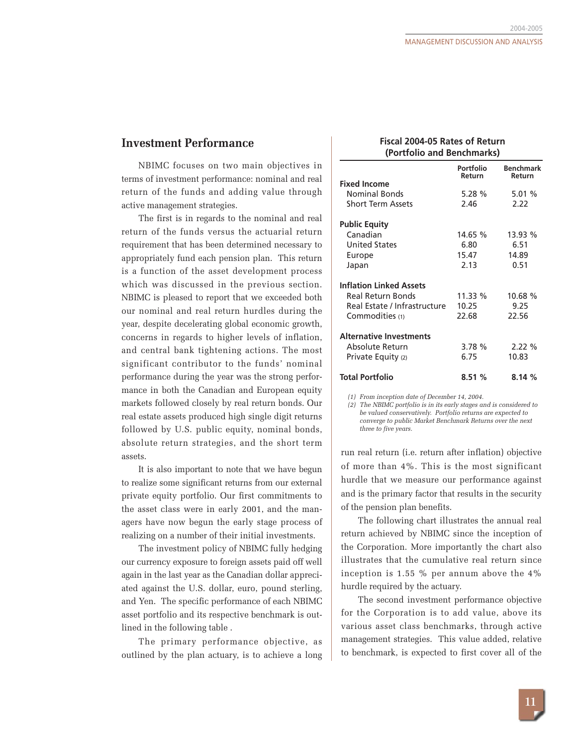## Investment Performance

NBIMC focuses on two main objectives in terms of investment performance: nominal and real return of the funds and adding value through active management strategies.

The first is in regards to the nominal and real return of the funds versus the actuarial return requirement that has been determined necessary to appropriately fund each pension plan. This return is a function of the asset development process which was discussed in the previous section. NBIMC is pleased to report that we exceeded both our nominal and real return hurdles during the year, despite decelerating global economic growth, concerns in regards to higher levels of inflation, and central bank tightening actions. The most significant contributor to the funds' nominal performance during the year was the strong performance in both the Canadian and European equity markets followed closely by real return bonds. Our real estate assets produced high single digit returns followed by U.S. public equity, nominal bonds, absolute return strategies, and the short term assets.

It is also important to note that we have begun to realize some significant returns from our external private equity portfolio. Our first commitments to the asset class were in early 2001, and the managers have now begun the early stage process of realizing on a number of their initial investments.

The investment policy of NBIMC fully hedging our currency exposure to foreign assets paid off well again in the last year as the Canadian dollar appreciated against the U.S. dollar, euro, pound sterling, and Yen. The specific performance of each NBIMC asset portfolio and its respective benchmark is outlined in the following table .

**Fiscal 2004-05 Rates of Return (Portfolio and Benchmarks)**

| | Portfolio Return | Benchmark Return |
|---|---|---|
| **Fixed Income** | | |
| Nominal Bonds | 5.28 % | 5.01 % |
| Short Term Assets | 2.46 | 2.22 |
| **Public Equity** | | |
| Canadian | 14.65 % | 13.93 % |
| United States | 6.80 | 6.51 |
| Europe | 15.47 | 14.89 |
| Japan | 2.13 | 0.51 |
| **Inflation Linked Assets** | | |
| Real Return Bonds | 11.33 % | 10.68 % |
| Real Estate / Infrastructure | 10.25 | 9.25 |
| Commodities (1) | 22.68 | 22.56 |
| **Alternative Investments** | | |
| Absolute Return | 3.78 % | 2.22 % |
| Private Equity (2) | 6.75 | 10.83 |
| **Total Portfolio** | **8.51 %** | **8.14 %** |

*(1) From inception date of December 14, 2004.*
*(2) The NBIMC portfolio is in its early stages and is considered to be valued conservatively. Portfolio returns are expected to converge to public Market Benchmark Returns over the next three to five years.*

The primary performance objective, as outlined by the plan actuary, is to achieve a long run real return (i.e. return after inflation) objective of more than 4%. This is the most significant hurdle that we measure our performance against and is the primary factor that results in the security of the pension plan benefits.

The following chart illustrates the annual real return achieved by NBIMC since the inception of the Corporation. More importantly the chart also illustrates that the cumulative real return since inception is 1.55 % per annum above the 4% hurdle required by the actuary.

The second investment performance objective for the Corporation is to add value, above its various asset class benchmarks, through active management strategies. This value added, relative to benchmark, is expected to first cover all of the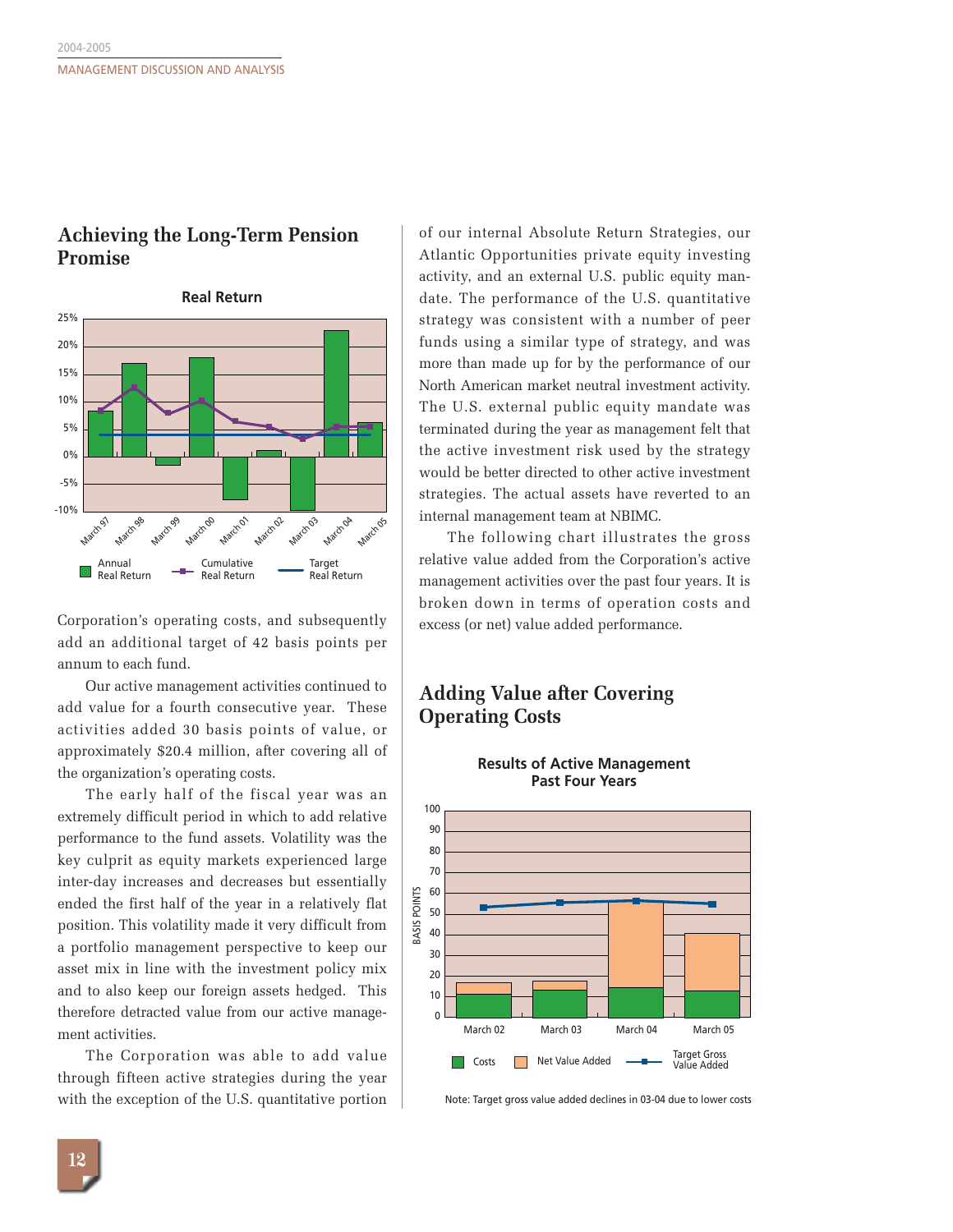## Achieving the Long-Term Pension Promise

**Real Return**

Annual Real Return — Cumulative Real Return — Target Real Return

March 97, March 98, March 99, March 00, March 01, March 02, March 03, March 04, March 05

Corporation's operating costs, and subsequently add an additional target of 42 basis points per annum to each fund.

Our active management activities continued to add value for a fourth consecutive year. These activities added 30 basis points of value, or approximately $20.4 million, after covering all of the organization's operating costs.

The early half of the fiscal year was an extremely difficult period in which to add relative performance to the fund assets. Volatility was the key culprit as equity markets experienced large inter-day increases and decreases but essentially ended the first half of the year in a relatively flat position. This volatility made it very difficult from a portfolio management perspective to keep our asset mix in line with the investment policy mix and to also keep our foreign assets hedged. This therefore detracted value from our active management activities.

The Corporation was able to add value through fifteen active strategies during the year with the exception of the U.S. quantitative portion of our internal Absolute Return Strategies, our Atlantic Opportunities private equity investing activity, and an external U.S. public equity mandate. The performance of the U.S. quantitative strategy was consistent with a number of peer funds using a similar type of strategy, and was more than made up for by the performance of our North American market neutral investment activity. The U.S. external public equity mandate was terminated during the year as management felt that the active investment risk used by the strategy would be better directed to other active investment strategies. The actual assets have reverted to an internal management team at NBIMC.

The following chart illustrates the gross relative value added from the Corporation's active management activities over the past four years. It is broken down in terms of operation costs and excess (or net) value added performance.

## Adding Value after Covering Operating Costs

**Results of Active Management Past Four Years**

Costs — Net Value Added — Target Gross Value Added

March 02, March 03, March 04, March 05 (Basis Points)

Note: Target gross value added declines in 03-04 due to lower costs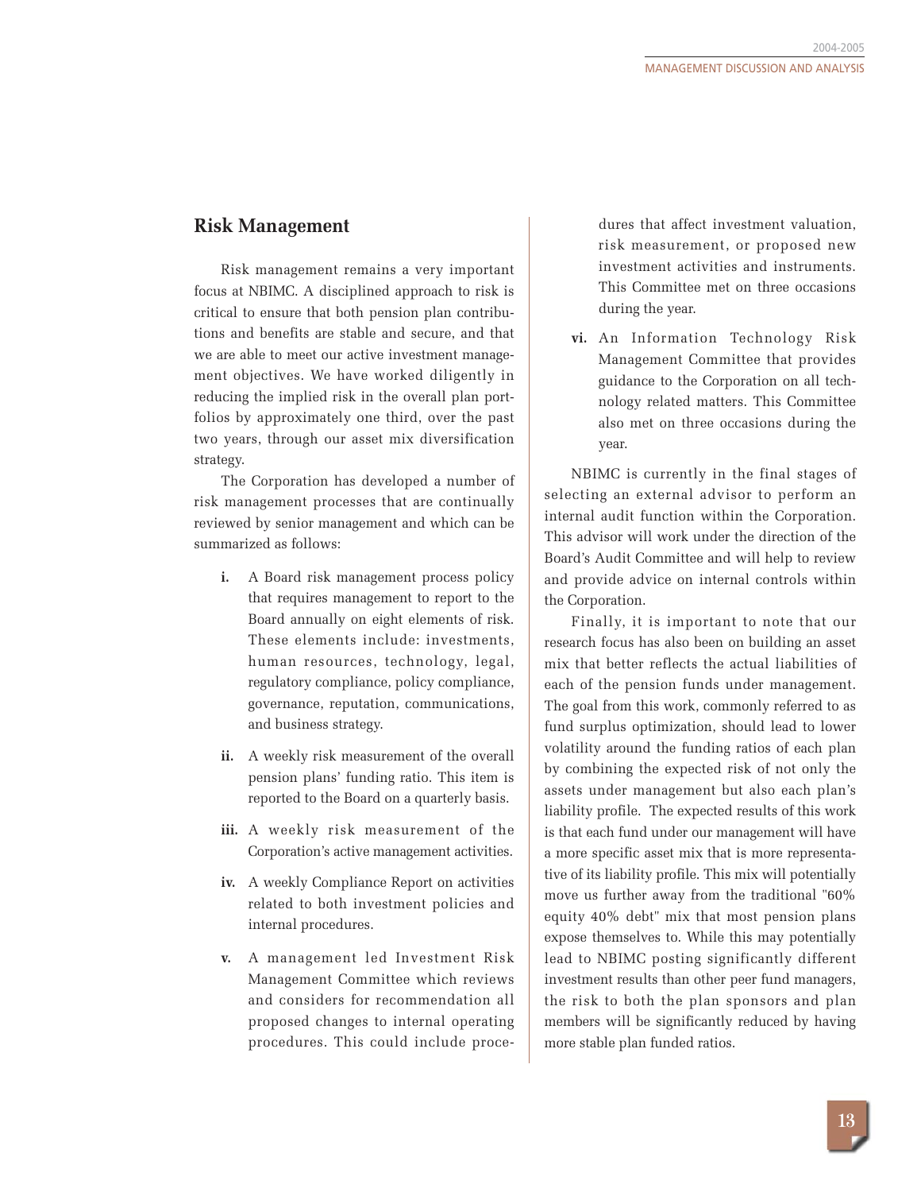## Risk Management

Risk management remains a very important focus at NBIMC. A disciplined approach to risk is critical to ensure that both pension plan contributions and benefits are stable and secure, and that we are able to meet our active investment management objectives. We have worked diligently in reducing the implied risk in the overall plan portfolios by approximately one third, over the past two years, through our asset mix diversification strategy.

The Corporation has developed a number of risk management processes that are continually reviewed by senior management and which can be summarized as follows:

- **i.** A Board risk management process policy that requires management to report to the Board annually on eight elements of risk. These elements include: investments, human resources, technology, legal, regulatory compliance, policy compliance, governance, reputation, communications, and business strategy.
- **ii.** A weekly risk measurement of the overall pension plans' funding ratio. This item is reported to the Board on a quarterly basis.
- **iii.** A weekly risk measurement of the Corporation's active management activities.
- **iv.** A weekly Compliance Report on activities related to both investment policies and internal procedures.
- **v.** A management led Investment Risk Management Committee which reviews and considers for recommendation all proposed changes to internal operating procedures. This could include procedures that affect investment valuation, risk measurement, or proposed new investment activities and instruments. This Committee met on three occasions during the year.
- **vi.** An Information Technology Risk Management Committee that provides guidance to the Corporation on all technology related matters. This Committee also met on three occasions during the year.

NBIMC is currently in the final stages of selecting an external advisor to perform an internal audit function within the Corporation. This advisor will work under the direction of the Board's Audit Committee and will help to review and provide advice on internal controls within the Corporation.

Finally, it is important to note that our research focus has also been on building an asset mix that better reflects the actual liabilities of each of the pension funds under management. The goal from this work, commonly referred to as fund surplus optimization, should lead to lower volatility around the funding ratios of each plan by combining the expected risk of not only the assets under management but also each plan's liability profile. The expected results of this work is that each fund under our management will have a more specific asset mix that is more representative of its liability profile. This mix will potentially move us further away from the traditional "60% equity 40% debt" mix that most pension plans expose themselves to. While this may potentially lead to NBIMC posting significantly different investment results than other peer fund managers, the risk to both the plan sponsors and plan members will be significantly reduced by having more stable plan funded ratios.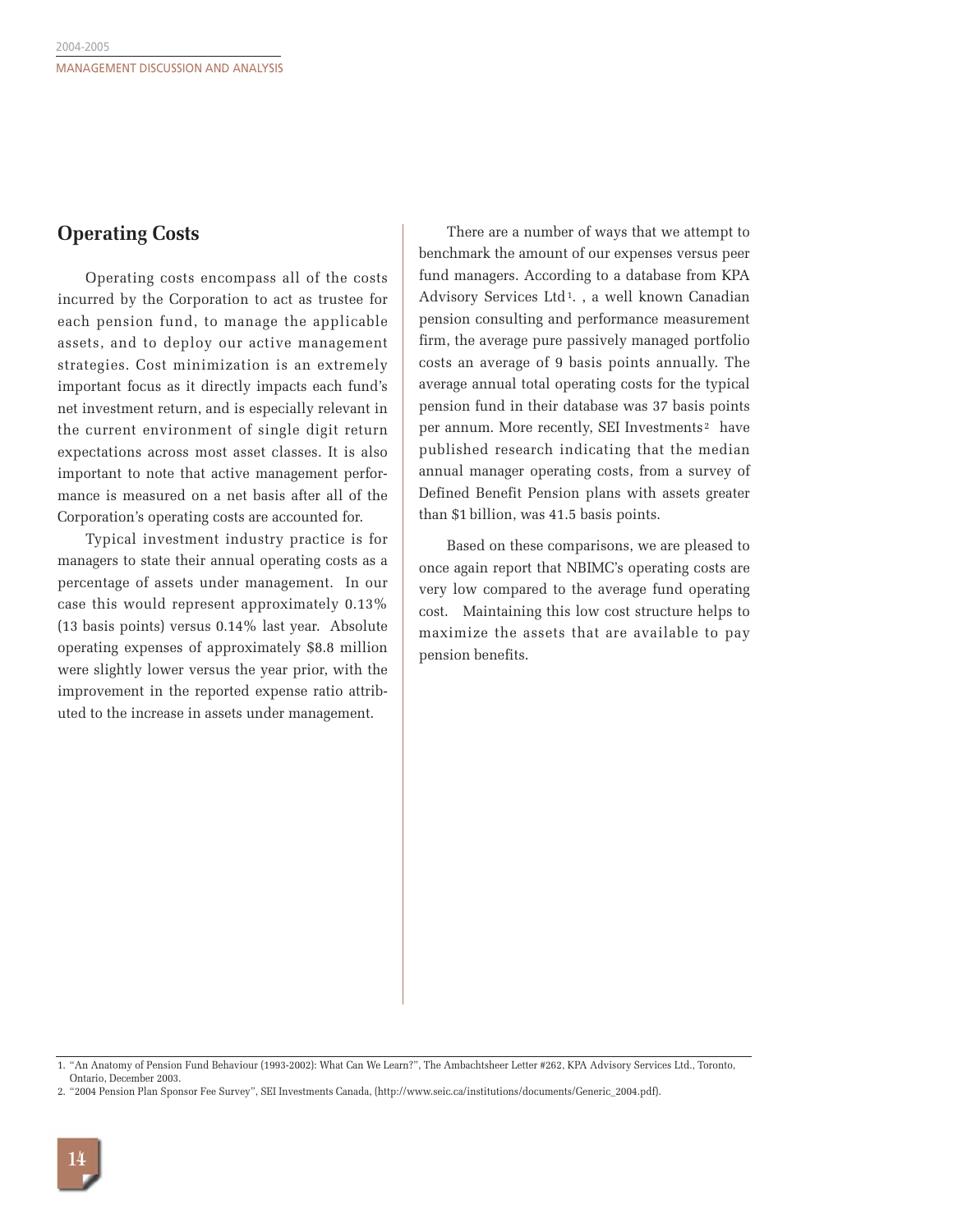## Operating Costs

Operating costs encompass all of the costs incurred by the Corporation to act as trustee for each pension fund, to manage the applicable assets, and to deploy our active management strategies. Cost minimization is an extremely important focus as it directly impacts each fund's net investment return, and is especially relevant in the current environment of single digit return expectations across most asset classes. It is also important to note that active management performance is measured on a net basis after all of the Corporation's operating costs are accounted for.

Typical investment industry practice is for managers to state their annual operating costs as a percentage of assets under management. In our case this would represent approximately 0.13% (13 basis points) versus 0.14% last year. Absolute operating expenses of approximately $8.8 million were slightly lower versus the year prior, with the improvement in the reported expense ratio attributed to the increase in assets under management.

There are a number of ways that we attempt to benchmark the amount of our expenses versus peer fund managers. According to a database from KPA Advisory Services Ltd[1]. , a well known Canadian pension consulting and performance measurement firm, the average pure passively managed portfolio costs an average of 9 basis points annually. The average annual total operating costs for the typical pension fund in their database was 37 basis points per annum. More recently, SEI Investments[2] have published research indicating that the median annual manager operating costs, from a survey of Defined Benefit Pension plans with assets greater than $1 billion, was 41.5 basis points.

Based on these comparisons, we are pleased to once again report that NBIMC's operating costs are very low compared to the average fund operating cost. Maintaining this low cost structure helps to maximize the assets that are available to pay pension benefits.

---

1. "An Anatomy of Pension Fund Behaviour (1993-2002): What Can We Learn?", The Ambachtsheer Letter #262, KPA Advisory Services Ltd., Toronto, Ontario, December 2003.
2. "2004 Pension Plan Sponsor Fee Survey", SEI Investments Canada, (http://www.seic.ca/institutions/documents/Generic_2004.pdf).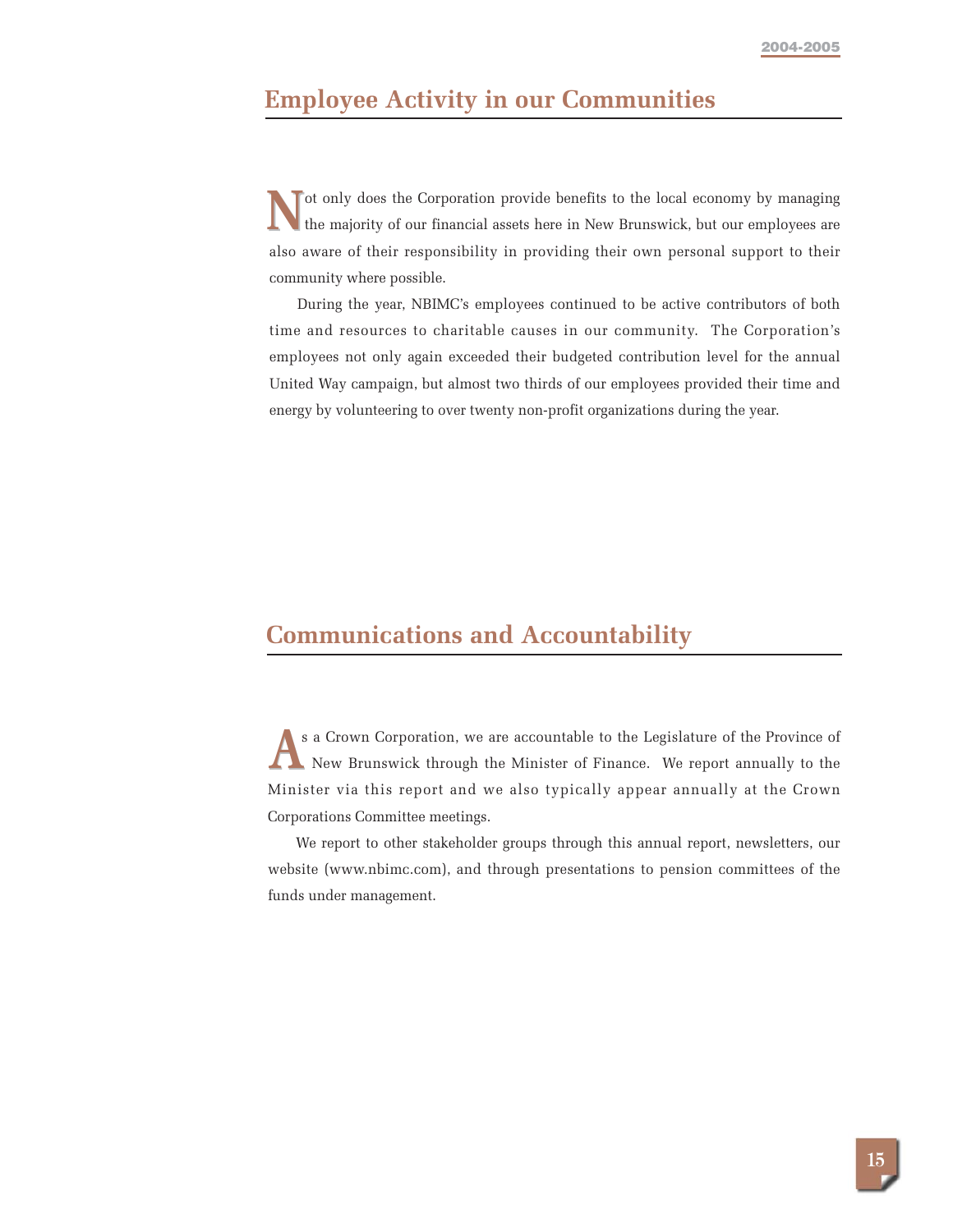## Employee Activity in our Communities

Not only does the Corporation provide benefits to the local economy by managing the majority of our financial assets here in New Brunswick, but our employees are also aware of their responsibility in providing their own personal support to their community where possible.

During the year, NBIMC's employees continued to be active contributors of both time and resources to charitable causes in our community. The Corporation's employees not only again exceeded their budgeted contribution level for the annual United Way campaign, but almost two thirds of our employees provided their time and energy by volunteering to over twenty non-profit organizations during the year.

## Communications and Accountability

As a Crown Corporation, we are accountable to the Legislature of the Province of New Brunswick through the Minister of Finance. We report annually to the Minister via this report and we also typically appear annually at the Crown Corporations Committee meetings.

We report to other stakeholder groups through this annual report, newsletters, our website (www.nbimc.com), and through presentations to pension committees of the funds under management.